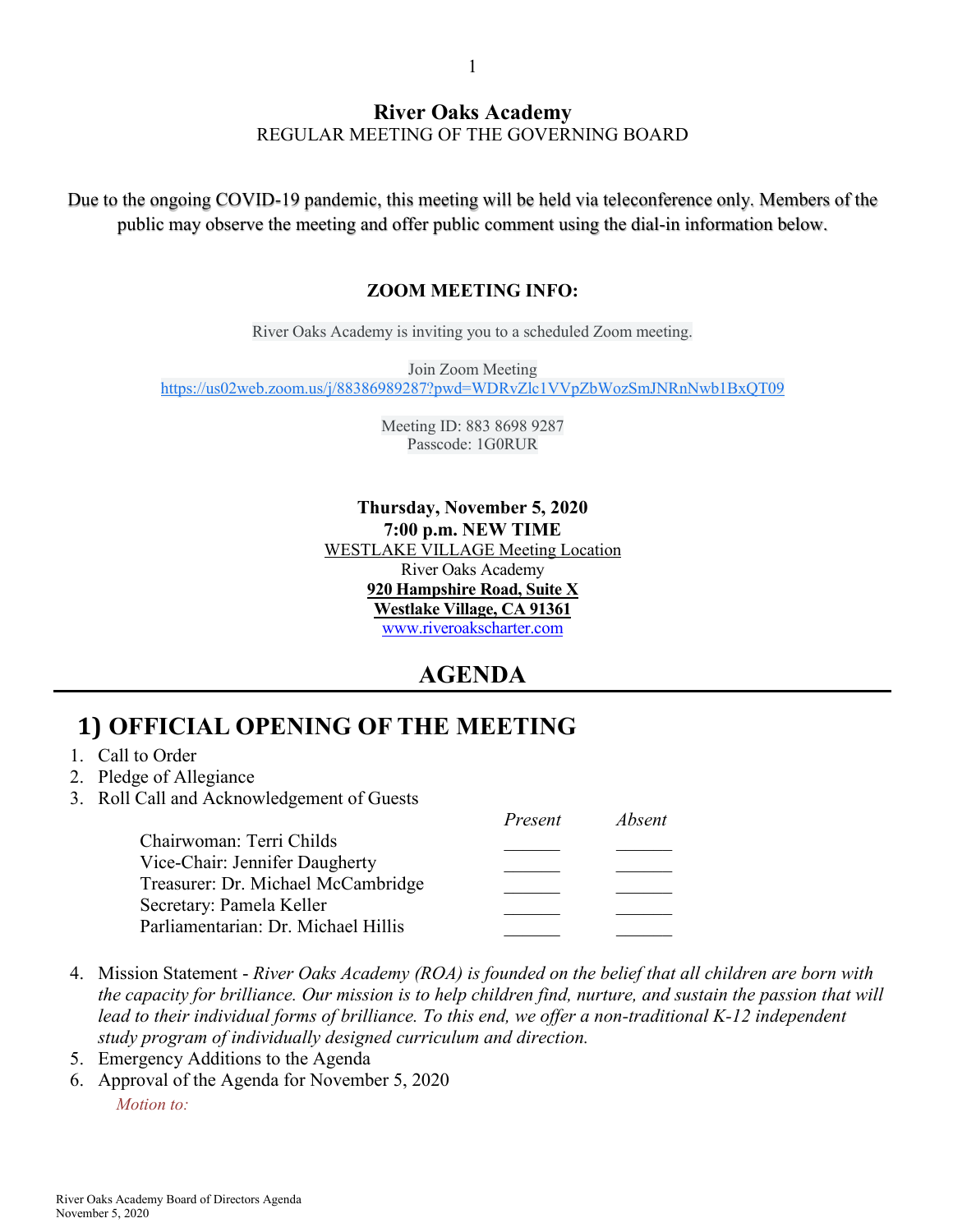**River Oaks Academy**
REGULAR MEETING OF THE GOVERNING BOARD

Due to the ongoing COVID-19 pandemic, this meeting will be held via teleconference only. Members of the public may observe the meeting and offer public comment using the dial-in information below.

**ZOOM MEETING INFO:**

River Oaks Academy is inviting you to a scheduled Zoom meeting.

Join Zoom Meeting
https://us02web.zoom.us/j/88386989287?pwd=WDRvZlc1VVpZbWozSmJNRnNwb1BxQT09

Meeting ID: 883 8698 9287
Passcode: 1G0RUR

**Thursday, November 5, 2020**
**7:00 p.m. NEW TIME**
WESTLAKE VILLAGE Meeting Location
River Oaks Academy
**920 Hampshire Road, Suite X**
**Westlake Village, CA 91361**
www.riveroakscharter.com

## AGENDA

# 1) OFFICIAL OPENING OF THE MEETING

1. Call to Order
2. Pledge of Allegiance
3. Roll Call and Acknowledgement of Guests

| | *Present* | *Absent* |
|---|---|---|
| Chairwoman: Terri Childs | ______ | ______ |
| Vice-Chair: Jennifer Daugherty | ______ | ______ |
| Treasurer: Dr. Michael McCambridge | ______ | ______ |
| Secretary: Pamela Keller | ______ | ______ |
| Parliamentarian: Dr. Michael Hillis | ______ | ______ |

4. Mission Statement - *River Oaks Academy (ROA) is founded on the belief that all children are born with the capacity for brilliance. Our mission is to help children find, nurture, and sustain the passion that will lead to their individual forms of brilliance. To this end, we offer a non-traditional K-12 independent study program of individually designed curriculum and direction.*
5. Emergency Additions to the Agenda
6. Approval of the Agenda for November 5, 2020

   *Motion to:*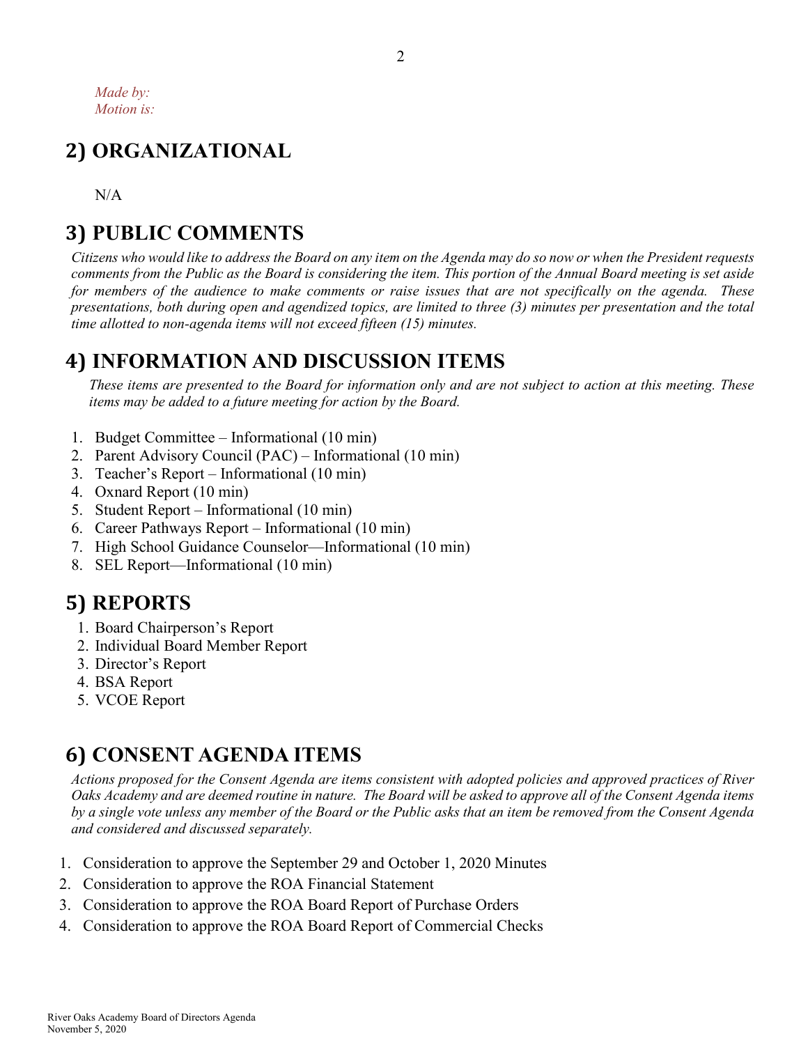*Made by:*
*Motion is:*

## 2) ORGANIZATIONAL

N/A

## 3) PUBLIC COMMENTS

*Citizens who would like to address the Board on any item on the Agenda may do so now or when the President requests comments from the Public as the Board is considering the item. This portion of the Annual Board meeting is set aside for members of the audience to make comments or raise issues that are not specifically on the agenda. These presentations, both during open and agendized topics, are limited to three (3) minutes per presentation and the total time allotted to non-agenda items will not exceed fifteen (15) minutes.*

## 4) INFORMATION AND DISCUSSION ITEMS

*These items are presented to the Board for information only and are not subject to action at this meeting. These items may be added to a future meeting for action by the Board.*

1. Budget Committee – Informational (10 min)
2. Parent Advisory Council (PAC) – Informational (10 min)
3. Teacher's Report – Informational (10 min)
4. Oxnard Report (10 min)
5. Student Report – Informational (10 min)
6. Career Pathways Report – Informational (10 min)
7. High School Guidance Counselor—Informational (10 min)
8. SEL Report—Informational (10 min)

## 5) REPORTS

1. Board Chairperson's Report
2. Individual Board Member Report
3. Director's Report
4. BSA Report
5. VCOE Report

## 6) CONSENT AGENDA ITEMS

*Actions proposed for the Consent Agenda are items consistent with adopted policies and approved practices of River Oaks Academy and are deemed routine in nature. The Board will be asked to approve all of the Consent Agenda items by a single vote unless any member of the Board or the Public asks that an item be removed from the Consent Agenda and considered and discussed separately.*

1. Consideration to approve the September 29 and October 1, 2020 Minutes
2. Consideration to approve the ROA Financial Statement
3. Consideration to approve the ROA Board Report of Purchase Orders
4. Consideration to approve the ROA Board Report of Commercial Checks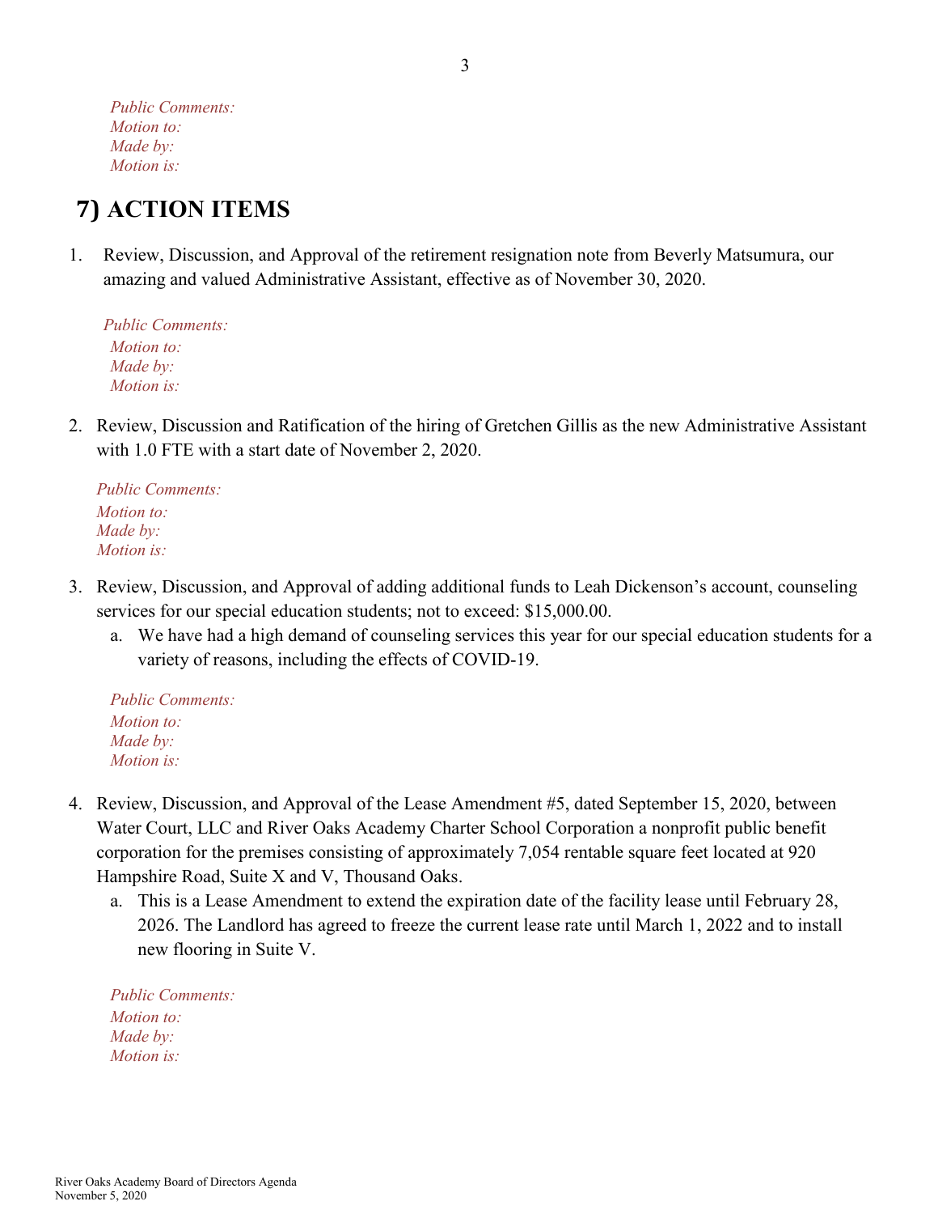*Public Comments:*
*Motion to:*
*Made by:*
*Motion is:*

## 7) ACTION ITEMS

1. Review, Discussion, and Approval of the retirement resignation note from Beverly Matsumura, our amazing and valued Administrative Assistant, effective as of November 30, 2020.

   *Public Comments:*
   *Motion to:*
   *Made by:*
   *Motion is:*

2. Review, Discussion and Ratification of the hiring of Gretchen Gillis as the new Administrative Assistant with 1.0 FTE with a start date of November 2, 2020.

   *Public Comments:*
   *Motion to:*
   *Made by:*
   *Motion is:*

3. Review, Discussion, and Approval of adding additional funds to Leah Dickenson's account, counseling services for our special education students; not to exceed: $15,000.00.
   a. We have had a high demand of counseling services this year for our special education students for a variety of reasons, including the effects of COVID-19.

   *Public Comments:*
   *Motion to:*
   *Made by:*
   *Motion is:*

4. Review, Discussion, and Approval of the Lease Amendment #5, dated September 15, 2020, between Water Court, LLC and River Oaks Academy Charter School Corporation a nonprofit public benefit corporation for the premises consisting of approximately 7,054 rentable square feet located at 920 Hampshire Road, Suite X and V, Thousand Oaks.
   a. This is a Lease Amendment to extend the expiration date of the facility lease until February 28, 2026. The Landlord has agreed to freeze the current lease rate until March 1, 2022 and to install new flooring in Suite V.

   *Public Comments:*
   *Motion to:*
   *Made by:*
   *Motion is:*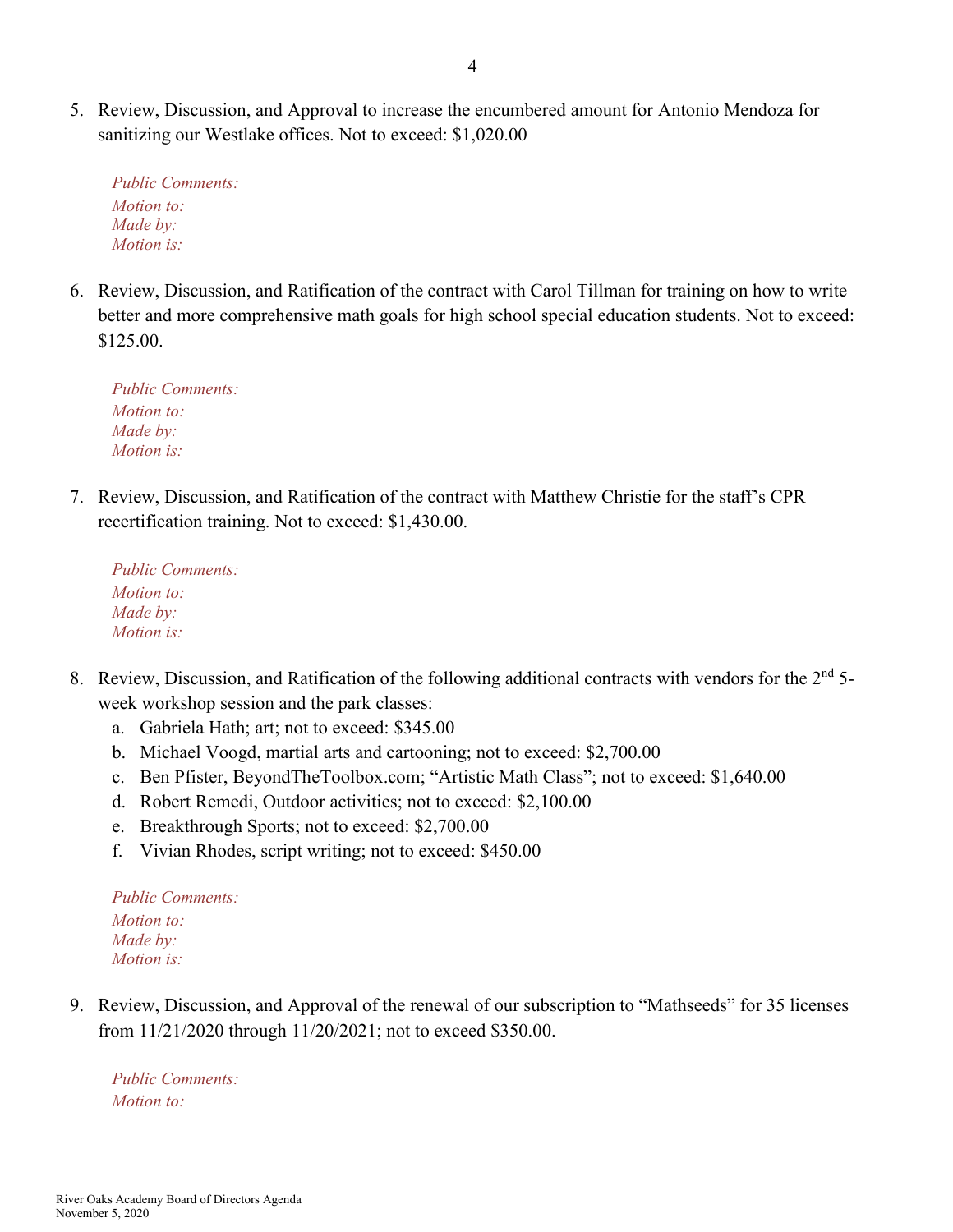5. Review, Discussion, and Approval to increase the encumbered amount for Antonio Mendoza for sanitizing our Westlake offices. Not to exceed: $1,020.00

   *Public Comments:*
   *Motion to:*
   *Made by:*
   *Motion is:*

6. Review, Discussion, and Ratification of the contract with Carol Tillman for training on how to write better and more comprehensive math goals for high school special education students. Not to exceed: $125.00.

   *Public Comments:*
   *Motion to:*
   *Made by:*
   *Motion is:*

7. Review, Discussion, and Ratification of the contract with Matthew Christie for the staff's CPR recertification training. Not to exceed: $1,430.00.

   *Public Comments:*
   *Motion to:*
   *Made by:*
   *Motion is:*

8. Review, Discussion, and Ratification of the following additional contracts with vendors for the 2nd 5-week workshop session and the park classes:
   a. Gabriela Hath; art; not to exceed: $345.00
   b. Michael Voogd, martial arts and cartooning; not to exceed: $2,700.00
   c. Ben Pfister, BeyondTheToolbox.com; "Artistic Math Class"; not to exceed: $1,640.00
   d. Robert Remedi, Outdoor activities; not to exceed: $2,100.00
   e. Breakthrough Sports; not to exceed: $2,700.00
   f. Vivian Rhodes, script writing; not to exceed: $450.00

   *Public Comments:*
   *Motion to:*
   *Made by:*
   *Motion is:*

9. Review, Discussion, and Approval of the renewal of our subscription to "Mathseeds" for 35 licenses from 11/21/2020 through 11/20/2021; not to exceed $350.00.

   *Public Comments:*
   *Motion to:*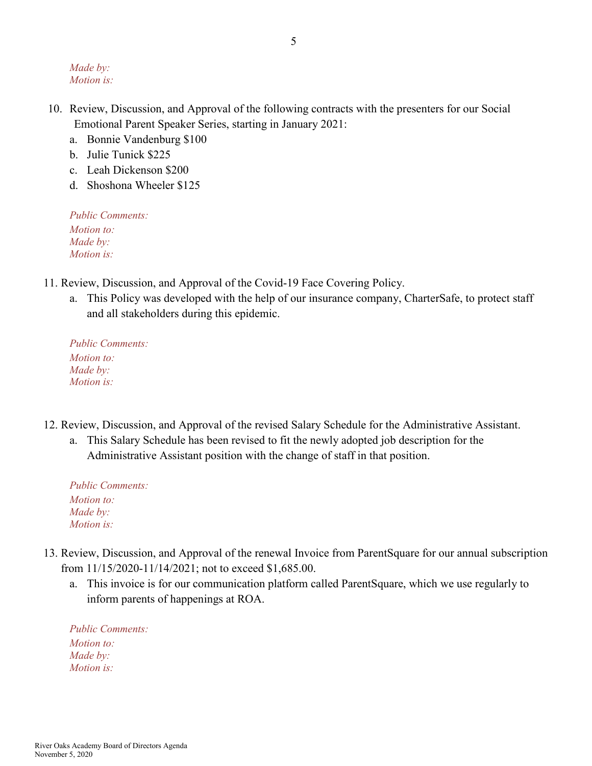*Made by:*
*Motion is:*

10. Review, Discussion, and Approval of the following contracts with the presenters for our Social Emotional Parent Speaker Series, starting in January 2021:
    a. Bonnie Vandenburg $100
    b. Julie Tunick $225
    c. Leah Dickenson $200
    d. Shoshona Wheeler $125

    *Public Comments:*
    *Motion to:*
    *Made by:*
    *Motion is:*

11. Review, Discussion, and Approval of the Covid-19 Face Covering Policy.
    a. This Policy was developed with the help of our insurance company, CharterSafe, to protect staff and all stakeholders during this epidemic.

    *Public Comments:*
    *Motion to:*
    *Made by:*
    *Motion is:*

12. Review, Discussion, and Approval of the revised Salary Schedule for the Administrative Assistant.
    a. This Salary Schedule has been revised to fit the newly adopted job description for the Administrative Assistant position with the change of staff in that position.

    *Public Comments:*
    *Motion to:*
    *Made by:*
    *Motion is:*

13. Review, Discussion, and Approval of the renewal Invoice from ParentSquare for our annual subscription from 11/15/2020-11/14/2021; not to exceed $1,685.00.
    a. This invoice is for our communication platform called ParentSquare, which we use regularly to inform parents of happenings at ROA.

    *Public Comments:*
    *Motion to:*
    *Made by:*
    *Motion is:*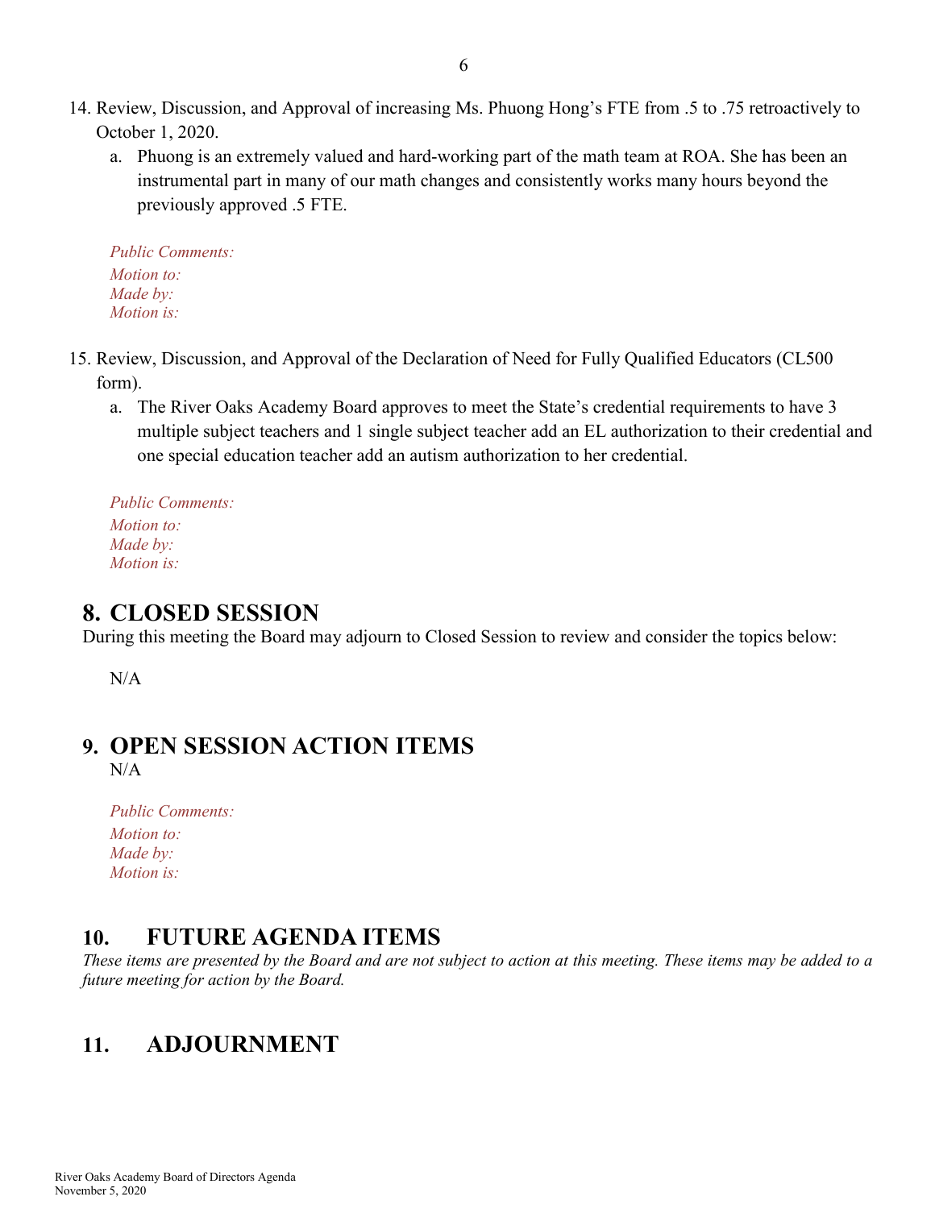14. Review, Discussion, and Approval of increasing Ms. Phuong Hong's FTE from .5 to .75 retroactively to October 1, 2020.
    a. Phuong is an extremely valued and hard-working part of the math team at ROA. She has been an instrumental part in many of our math changes and consistently works many hours beyond the previously approved .5 FTE.

    *Public Comments:*
    *Motion to:*
    *Made by:*
    *Motion is:*

15. Review, Discussion, and Approval of the Declaration of Need for Fully Qualified Educators (CL500 form).
    a. The River Oaks Academy Board approves to meet the State's credential requirements to have 3 multiple subject teachers and 1 single subject teacher add an EL authorization to their credential and one special education teacher add an autism authorization to her credential.

    *Public Comments:*
    *Motion to:*
    *Made by:*
    *Motion is:*

## 8. CLOSED SESSION

During this meeting the Board may adjourn to Closed Session to review and consider the topics below:

N/A

## 9. OPEN SESSION ACTION ITEMS

N/A

*Public Comments:*
*Motion to:*
*Made by:*
*Motion is:*

## 10. FUTURE AGENDA ITEMS

*These items are presented by the Board and are not subject to action at this meeting. These items may be added to a future meeting for action by the Board.*

## 11. ADJOURNMENT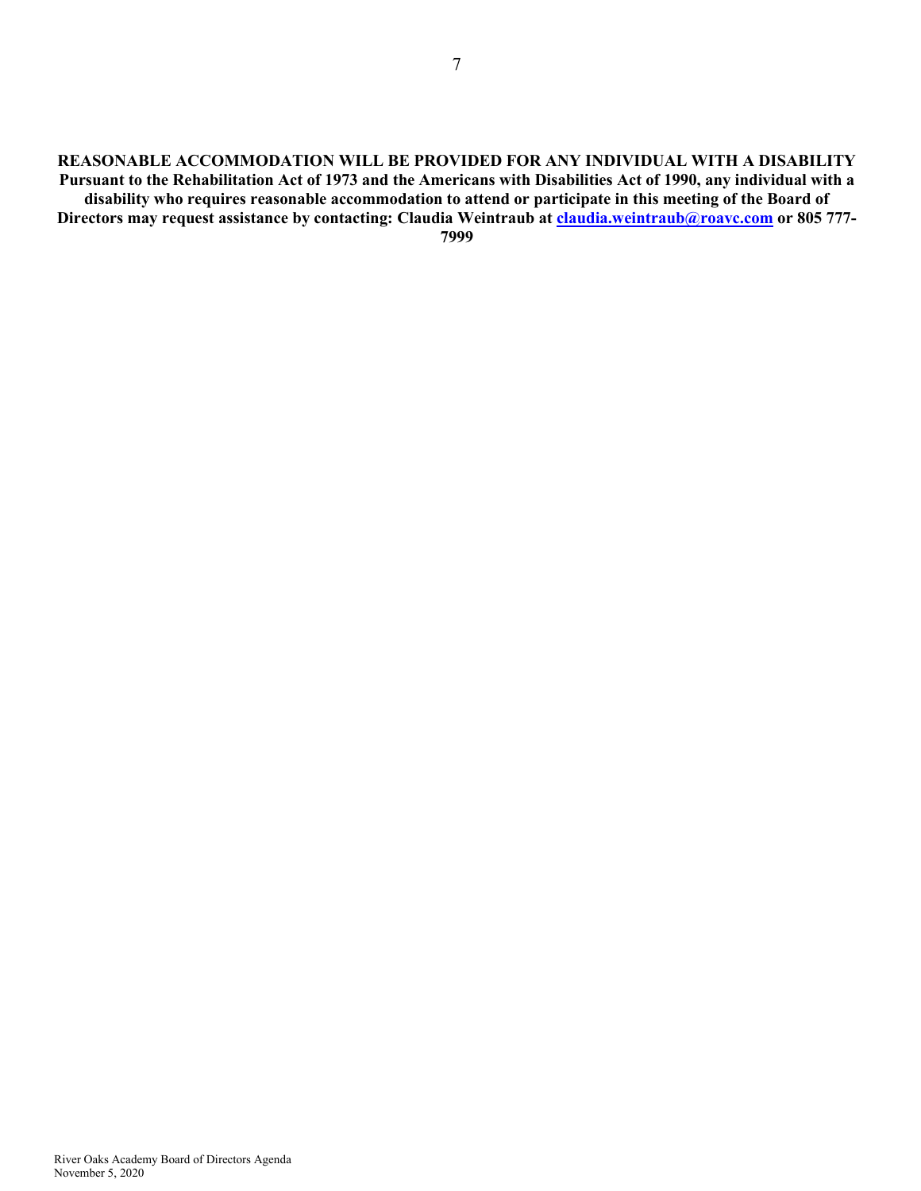**REASONABLE ACCOMMODATION WILL BE PROVIDED FOR ANY INDIVIDUAL WITH A DISABILITY**

**Pursuant to the Rehabilitation Act of 1973 and the Americans with Disabilities Act of 1990, any individual with a disability who requires reasonable accommodation to attend or participate in this meeting of the Board of Directors may request assistance by contacting: Claudia Weintraub at [claudia.weintraub@roavc.com](mailto:claudia.weintraub@roavc.com) or 805 777-7999**